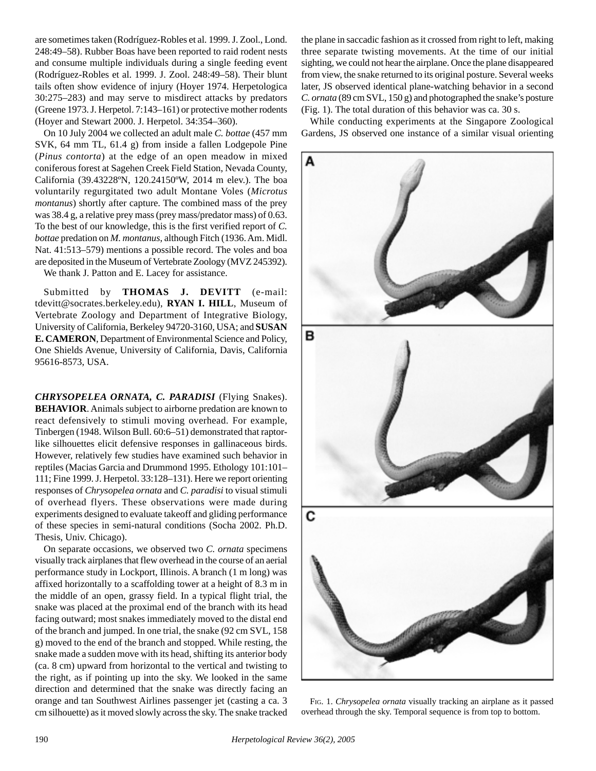are sometimes taken (Rodríguez-Robles et al. 1999. J. Zool., Lond. 248:49–58). Rubber Boas have been reported to raid rodent nests and consume multiple individuals during a single feeding event (Rodríguez-Robles et al. 1999. J. Zool. 248:49–58). Their blunt tails often show evidence of injury (Hoyer 1974. Herpetologica 30:275–283) and may serve to misdirect attacks by predators (Greene 1973. J. Herpetol. 7:143–161) or protective mother rodents (Hoyer and Stewart 2000. J. Herpetol. 34:354–360).

On 10 July 2004 we collected an adult male *C. bottae* (457 mm SVK, 64 mm TL, 61.4 g) from inside a fallen Lodgepole Pine (*Pinus contorta*) at the edge of an open meadow in mixed coniferous forest at Sagehen Creek Field Station, Nevada County, California (39.43228ºN, 120.24150ºW, 2014 m elev.). The boa voluntarily regurgitated two adult Montane Voles (*Microtus montanus*) shortly after capture. The combined mass of the prey was 38.4 g, a relative prey mass (prey mass/predator mass) of 0.63. To the best of our knowledge, this is the first verified report of *C. bottae* predation on *M. montanus*, although Fitch (1936. Am. Midl. Nat. 41:513–579) mentions a possible record. The voles and boa are deposited in the Museum of Vertebrate Zoology (MVZ 245392).

We thank J. Patton and E. Lacey for assistance.

Submitted by **THOMAS J. DEVITT** (e-mail: tdevitt@socrates.berkeley.edu), **RYAN I. HILL**, Museum of Vertebrate Zoology and Department of Integrative Biology, University of California, Berkeley 94720-3160, USA; and **SUSAN E. CAMERON**, Department of Environmental Science and Policy, One Shields Avenue, University of California, Davis, California 95616-8573, USA.

***CHRYSOPELEA ORNATA, C. PARADISI*** **(Flying Snakes). BEHAVIOR**. Animals subject to airborne predation are known to react defensively to stimuli moving overhead. For example, Tinbergen (1948. Wilson Bull. 60:6–51) demonstrated that raptor-like silhouettes elicit defensive responses in gallinaceous birds. However, relatively few studies have examined such behavior in reptiles (Macias Garcia and Drummond 1995. Ethology 101:101–111; Fine 1999. J. Herpetol. 33:128–131). Here we report orienting responses of *Chrysopelea ornata* and *C. paradisi* to visual stimuli of overhead flyers. These observations were made during experiments designed to evaluate takeoff and gliding performance of these species in semi-natural conditions (Socha 2002. Ph.D. Thesis, Univ. Chicago).

On separate occasions, we observed two *C. ornata* specimens visually track airplanes that flew overhead in the course of an aerial performance study in Lockport, Illinois. A branch (1 m long) was affixed horizontally to a scaffolding tower at a height of 8.3 m in the middle of an open, grassy field. In a typical flight trial, the snake was placed at the proximal end of the branch with its head facing outward; most snakes immediately moved to the distal end of the branch and jumped. In one trial, the snake (92 cm SVL, 158 g) moved to the end of the branch and stopped. While resting, the snake made a sudden move with its head, shifting its anterior body (ca. 8 cm) upward from horizontal to the vertical and twisting to the right, as if pointing up into the sky. We looked in the same direction and determined that the snake was directly facing an orange and tan Southwest Airlines passenger jet (casting a ca. 3 cm silhouette) as it moved slowly across the sky. The snake tracked the plane in saccadic fashion as it crossed from right to left, making three separate twisting movements. At the time of our initial sighting, we could not hear the airplane. Once the plane disappeared from view, the snake returned to its original posture. Several weeks later, JS observed identical plane-watching behavior in a second *C. ornata* (89 cm SVL, 150 g) and photographed the snake's posture (Fig. 1). The total duration of this behavior was ca. 30 s.

While conducting experiments at the Singapore Zoological Gardens, JS observed one instance of a similar visual orienting

FIG. 1. *Chrysopelea ornata* visually tracking an airplane as it passed overhead through the sky. Temporal sequence is from top to bottom.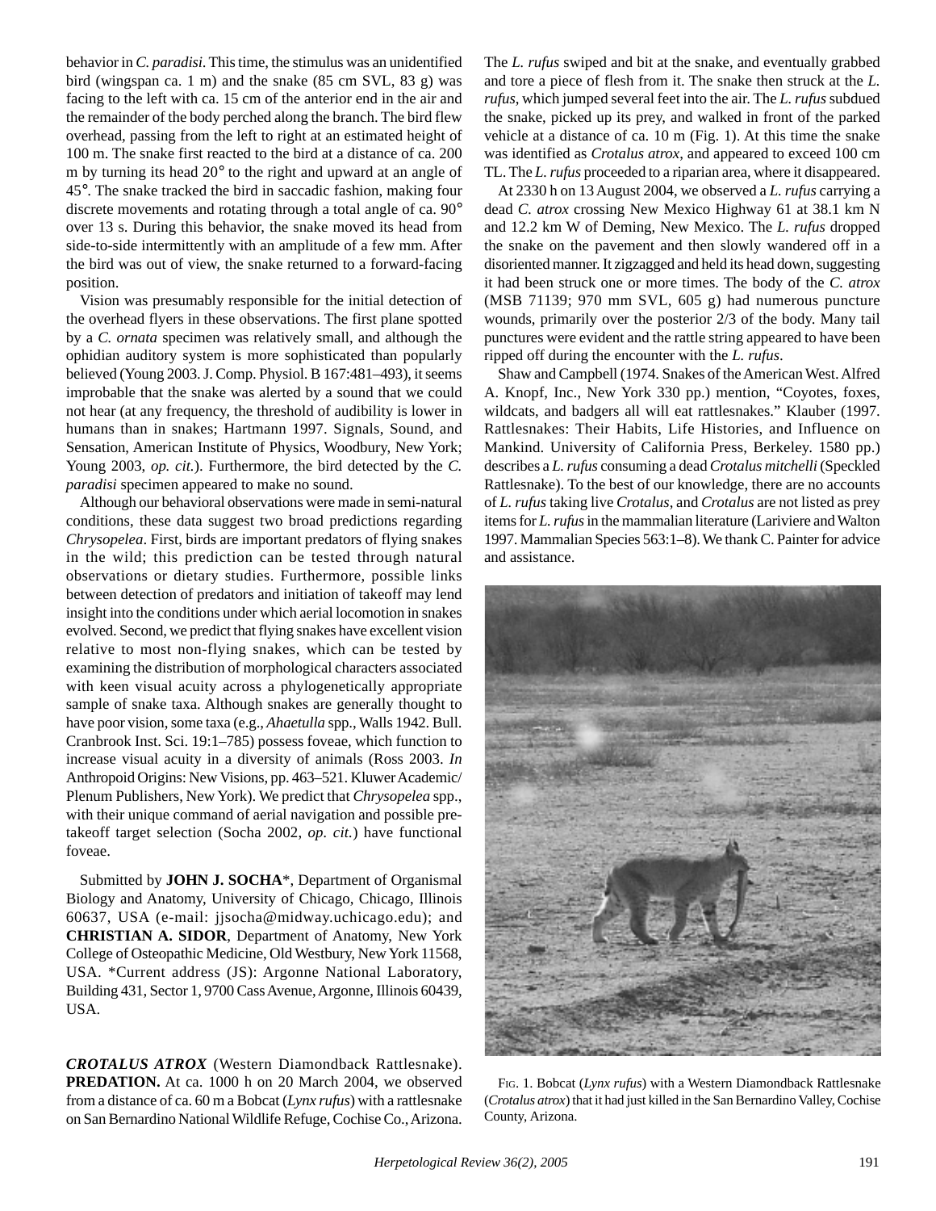behavior in *C. paradisi*. This time, the stimulus was an unidentified bird (wingspan ca. 1 m) and the snake (85 cm SVL, 83 g) was facing to the left with ca. 15 cm of the anterior end in the air and the remainder of the body perched along the branch. The bird flew overhead, passing from the left to right at an estimated height of 100 m. The snake first reacted to the bird at a distance of ca. 200 m by turning its head 20° to the right and upward at an angle of 45°. The snake tracked the bird in saccadic fashion, making four discrete movements and rotating through a total angle of ca. 90° over 13 s. During this behavior, the snake moved its head from side-to-side intermittently with an amplitude of a few mm. After the bird was out of view, the snake returned to a forward-facing position.

Vision was presumably responsible for the initial detection of the overhead flyers in these observations. The first plane spotted by a *C. ornata* specimen was relatively small, and although the ophidian auditory system is more sophisticated than popularly believed (Young 2003. J. Comp. Physiol. B 167:481–493), it seems improbable that the snake was alerted by a sound that we could not hear (at any frequency, the threshold of audibility is lower in humans than in snakes; Hartmann 1997. Signals, Sound, and Sensation, American Institute of Physics, Woodbury, New York; Young 2003, *op. cit.*). Furthermore, the bird detected by the *C. paradisi* specimen appeared to make no sound.

Although our behavioral observations were made in semi-natural conditions, these data suggest two broad predictions regarding *Chrysopelea*. First, birds are important predators of flying snakes in the wild; this prediction can be tested through natural observations or dietary studies. Furthermore, possible links between detection of predators and initiation of takeoff may lend insight into the conditions under which aerial locomotion in snakes evolved. Second, we predict that flying snakes have excellent vision relative to most non-flying snakes, which can be tested by examining the distribution of morphological characters associated with keen visual acuity across a phylogenetically appropriate sample of snake taxa. Although snakes are generally thought to have poor vision, some taxa (e.g., *Ahaetulla* spp., Walls 1942. Bull. Cranbrook Inst. Sci. 19:1–785) possess foveae, which function to increase visual acuity in a diversity of animals (Ross 2003. *In* Anthropoid Origins: New Visions, pp. 463–521. Kluwer Academic/ Plenum Publishers, New York). We predict that *Chrysopelea* spp., with their unique command of aerial navigation and possible pre-takeoff target selection (Socha 2002, *op. cit.*) have functional foveae.

Submitted by **JOHN J. SOCHA***, Department of Organismal Biology and Anatomy, University of Chicago, Chicago, Illinois 60637, USA (e-mail: jjsocha@midway.uchicago.edu); and **CHRISTIAN A. SIDOR**, Department of Anatomy, New York College of Osteopathic Medicine, Old Westbury, New York 11568, USA. *Current address (JS): Argonne National Laboratory, Building 431, Sector 1, 9700 Cass Avenue, Argonne, Illinois 60439, USA.

***CROTALUS ATROX*** (Western Diamondback Rattlesnake). **PREDATION.** At ca. 1000 h on 20 March 2004, we observed from a distance of ca. 60 m a Bobcat (*Lynx rufus*) with a rattlesnake on San Bernardino National Wildlife Refuge, Cochise Co., Arizona. The *L. rufus* swiped and bit at the snake, and eventually grabbed and tore a piece of flesh from it. The snake then struck at the *L. rufus*, which jumped several feet into the air. The *L. rufus* subdued the snake, picked up its prey, and walked in front of the parked vehicle at a distance of ca. 10 m (Fig. 1). At this time the snake was identified as *Crotalus atrox*, and appeared to exceed 100 cm TL. The *L. rufus* proceeded to a riparian area, where it disappeared.

At 2330 h on 13 August 2004, we observed a *L. rufus* carrying a dead *C. atrox* crossing New Mexico Highway 61 at 38.1 km N and 12.2 km W of Deming, New Mexico. The *L. rufus* dropped the snake on the pavement and then slowly wandered off in a disoriented manner. It zigzagged and held its head down, suggesting it had been struck one or more times. The body of the *C. atrox* (MSB 71139; 970 mm SVL, 605 g) had numerous puncture wounds, primarily over the posterior 2/3 of the body. Many tail punctures were evident and the rattle string appeared to have been ripped off during the encounter with the *L. rufus*.

Shaw and Campbell (1974. Snakes of the American West. Alfred A. Knopf, Inc., New York 330 pp.) mention, "Coyotes, foxes, wildcats, and badgers all will eat rattlesnakes." Klauber (1997. Rattlesnakes: Their Habits, Life Histories, and Influence on Mankind. University of California Press, Berkeley. 1580 pp.) describes a *L. rufus* consuming a dead *Crotalus mitchelli* (Speckled Rattlesnake). To the best of our knowledge, there are no accounts of *L. rufus* taking live *Crotalus*, and *Crotalus* are not listed as prey items for *L. rufus* in the mammalian literature (Lariviere and Walton 1997. Mammalian Species 563:1–8). We thank C. Painter for advice and assistance.

FIG. 1. Bobcat (*Lynx rufus*) with a Western Diamondback Rattlesnake (*Crotalus atrox*) that it had just killed in the San Bernardino Valley, Cochise County, Arizona.